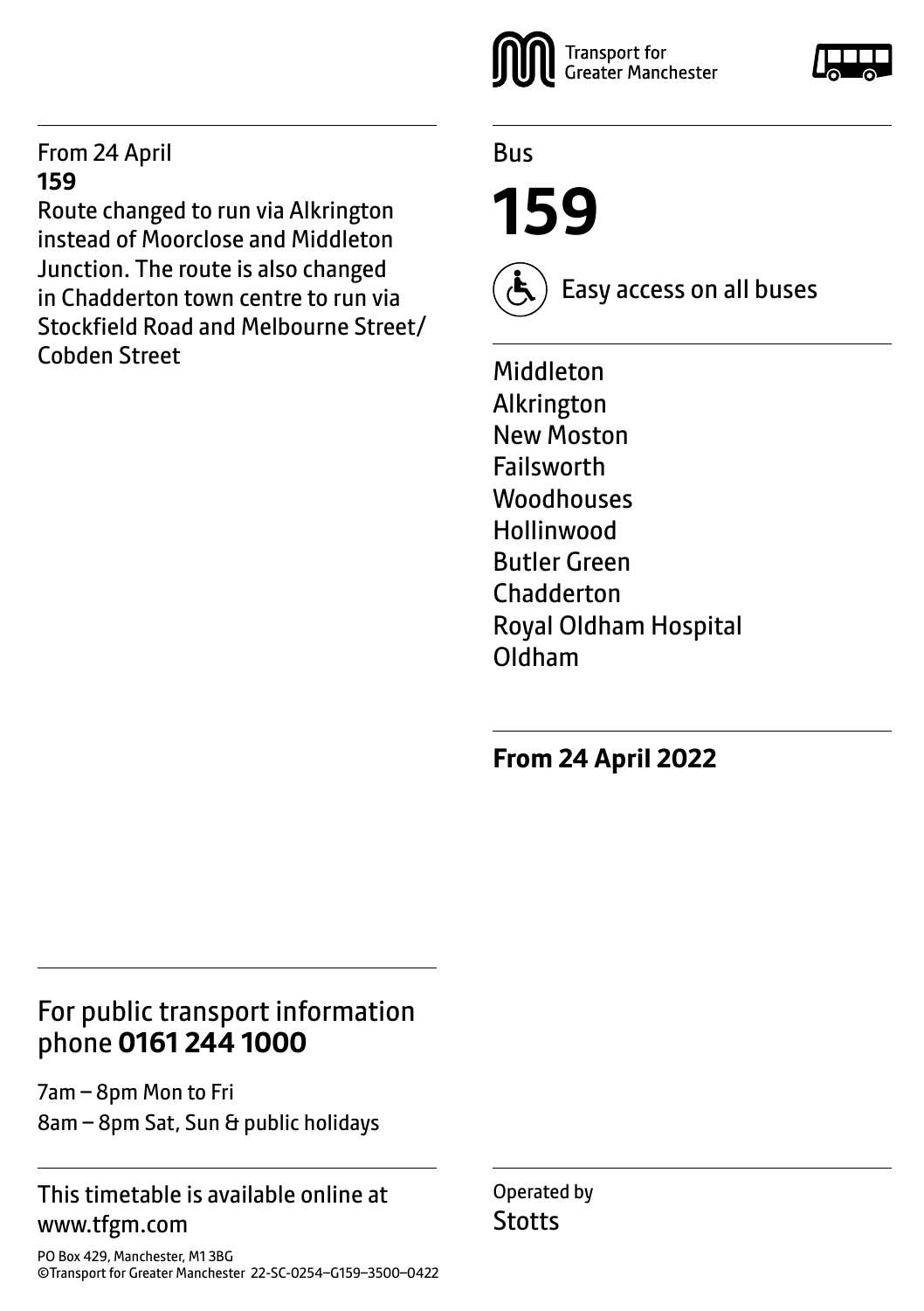Transport for Greater Manchester

From 24 April
**159**
Route changed to run via Alkrington instead of Moorclose and Middleton Junction. The route is also changed in Chadderton town centre to run via Stockfield Road and Melbourne Street/Cobden Street

Bus

# 159

Easy access on all buses

Middleton
Alkrington
New Moston
Failsworth
Woodhouses
Hollinwood
Butler Green
Chadderton
Royal Oldham Hospital
Oldham

**From 24 April 2022**

For public transport information phone **0161 244 1000**

7am – 8pm Mon to Fri
8am – 8pm Sat, Sun & public holidays

This timetable is available online at www.tfgm.com

PO Box 429, Manchester, M1 3BG
©Transport for Greater Manchester 22-SC-0254–G159–3500–0422

Operated by
Stotts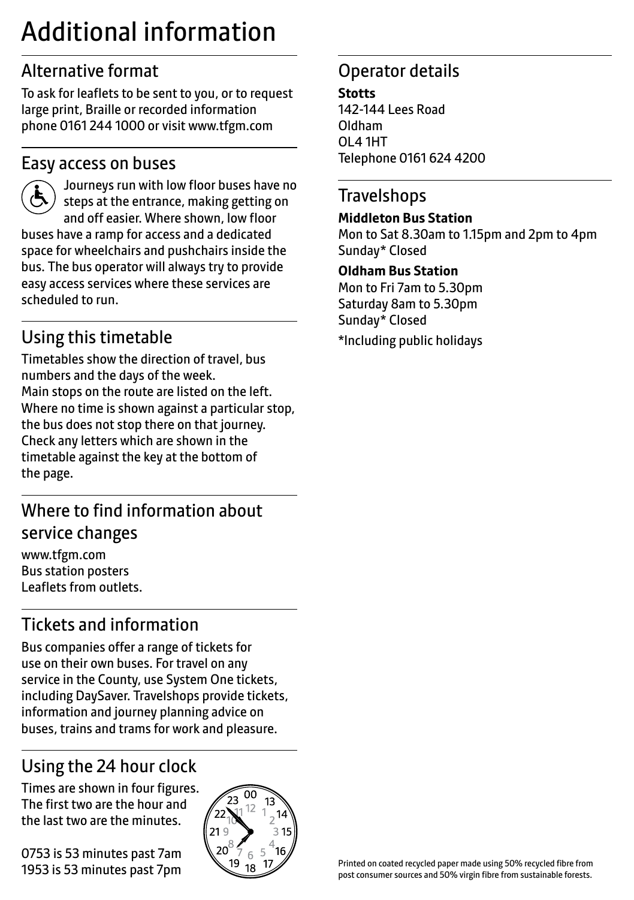# Additional information

## Alternative format

To ask for leaflets to be sent to you, or to request large print, Braille or recorded information phone 0161 244 1000 or visit www.tfgm.com

## Easy access on buses

Journeys run with low floor buses have no steps at the entrance, making getting on and off easier. Where shown, low floor buses have a ramp for access and a dedicated space for wheelchairs and pushchairs inside the bus. The bus operator will always try to provide easy access services where these services are scheduled to run.

## Using this timetable

Timetables show the direction of travel, bus numbers and the days of the week.
Main stops on the route are listed on the left. Where no time is shown against a particular stop, the bus does not stop there on that journey. Check any letters which are shown in the timetable against the key at the bottom of the page.

## Where to find information about service changes

www.tfgm.com
Bus station posters
Leaflets from outlets.

## Tickets and information

Bus companies offer a range of tickets for use on their own buses. For travel on any service in the County, use System One tickets, including DaySaver. Travelshops provide tickets, information and journey planning advice on buses, trains and trams for work and pleasure.

## Using the 24 hour clock

Times are shown in four figures. The first two are the hour and the last two are the minutes.

0753 is 53 minutes past 7am
1953 is 53 minutes past 7pm

## Operator details

**Stotts**
142-144 Lees Road
Oldham
OL4 1HT
Telephone 0161 624 4200

## Travelshops

**Middleton Bus Station**
Mon to Sat 8.30am to 1.15pm and 2pm to 4pm
Sunday* Closed

**Oldham Bus Station**
Mon to Fri 7am to 5.30pm
Saturday 8am to 5.30pm
Sunday* Closed

*Including public holidays

Printed on coated recycled paper made using 50% recycled fibre from post consumer sources and 50% virgin fibre from sustainable forests.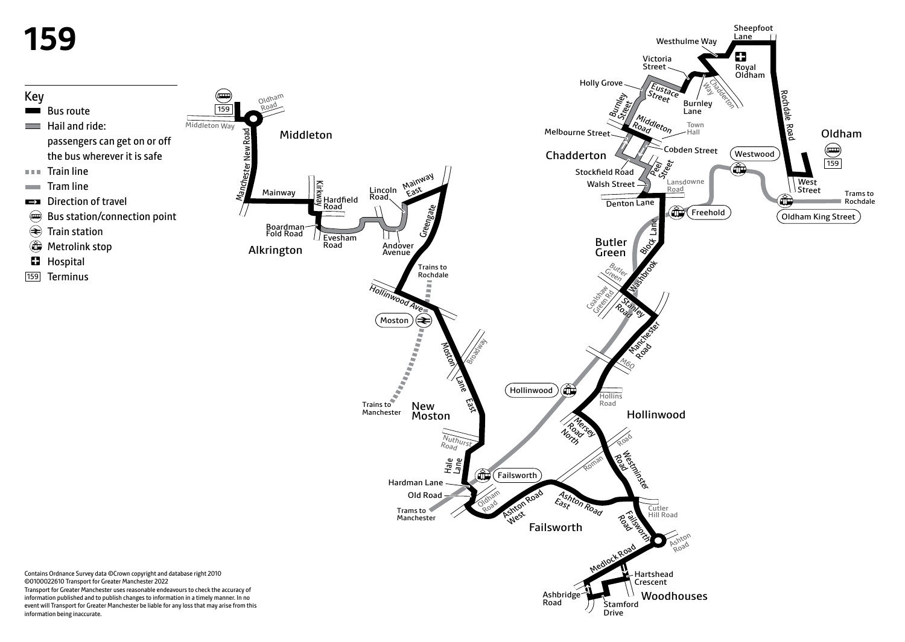# 159

## Key

- Bus route
- Hail and ride: passengers can get on or off the bus wherever it is safe
- Train line
- Tram line
- Direction of travel
- Bus station/connection point
- Train station
- Metrolink stop
- Hospital
- 159 Terminus

Contains Ordnance Survey data ©Crown copyright and database right 2010 ©0100022610 Transport for Greater Manchester 2022
Transport for Greater Manchester uses reasonable endeavours to check the accuracy of information published and to publish changes to information in a timely manner. In no event will Transport for Greater Manchester be liable for any loss that may arise from this information being inaccurate.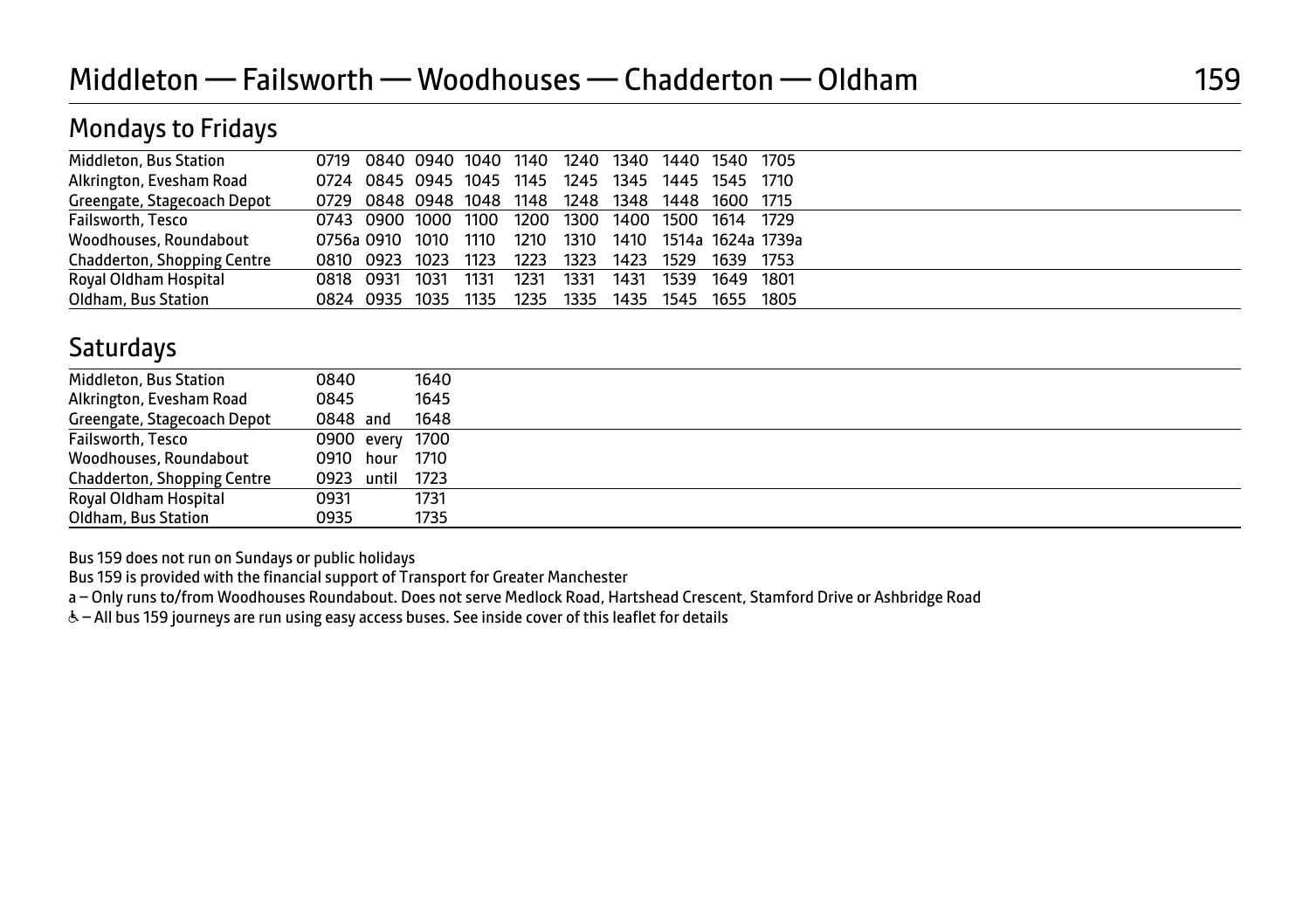# Middleton — Failsworth — Woodhouses — Chadderton — Oldham

159

## Mondays to Fridays

| | | | | | | | | | | |
|---|---|---|---|---|---|---|---|---|---|---|
| Middleton, Bus Station | 0719 | 0840 | 0940 | 1040 | 1140 | 1240 | 1340 | 1440 | 1540 | 1705 |
| Alkrington, Evesham Road | 0724 | 0845 | 0945 | 1045 | 1145 | 1245 | 1345 | 1445 | 1545 | 1710 |
| Greengate, Stagecoach Depot | 0729 | 0848 | 0948 | 1048 | 1148 | 1248 | 1348 | 1448 | 1600 | 1715 |
| Failsworth, Tesco | 0743 | 0900 | 1000 | 1100 | 1200 | 1300 | 1400 | 1500 | 1614 | 1729 |
| Woodhouses, Roundabout | 0756a | 0910 | 1010 | 1110 | 1210 | 1310 | 1410 | 1514a | 1624a | 1739a |
| Chadderton, Shopping Centre | 0810 | 0923 | 1023 | 1123 | 1223 | 1323 | 1423 | 1529 | 1639 | 1753 |
| Royal Oldham Hospital | 0818 | 0931 | 1031 | 1131 | 1231 | 1331 | 1431 | 1539 | 1649 | 1801 |
| Oldham, Bus Station | 0824 | 0935 | 1035 | 1135 | 1235 | 1335 | 1435 | 1545 | 1655 | 1805 |

## Saturdays

| | | | |
|---|---|---|---|
| Middleton, Bus Station | 0840 | | 1640 |
| Alkrington, Evesham Road | 0845 | | 1645 |
| Greengate, Stagecoach Depot | 0848 | and | 1648 |
| Failsworth, Tesco | 0900 | every | 1700 |
| Woodhouses, Roundabout | 0910 | hour | 1710 |
| Chadderton, Shopping Centre | 0923 | until | 1723 |
| Royal Oldham Hospital | 0931 | | 1731 |
| Oldham, Bus Station | 0935 | | 1735 |

Bus 159 does not run on Sundays or public holidays

Bus 159 is provided with the financial support of Transport for Greater Manchester

a – Only runs to/from Woodhouses Roundabout. Does not serve Medlock Road, Hartshead Crescent, Stamford Drive or Ashbridge Road

♿ – All bus 159 journeys are run using easy access buses. See inside cover of this leaflet for details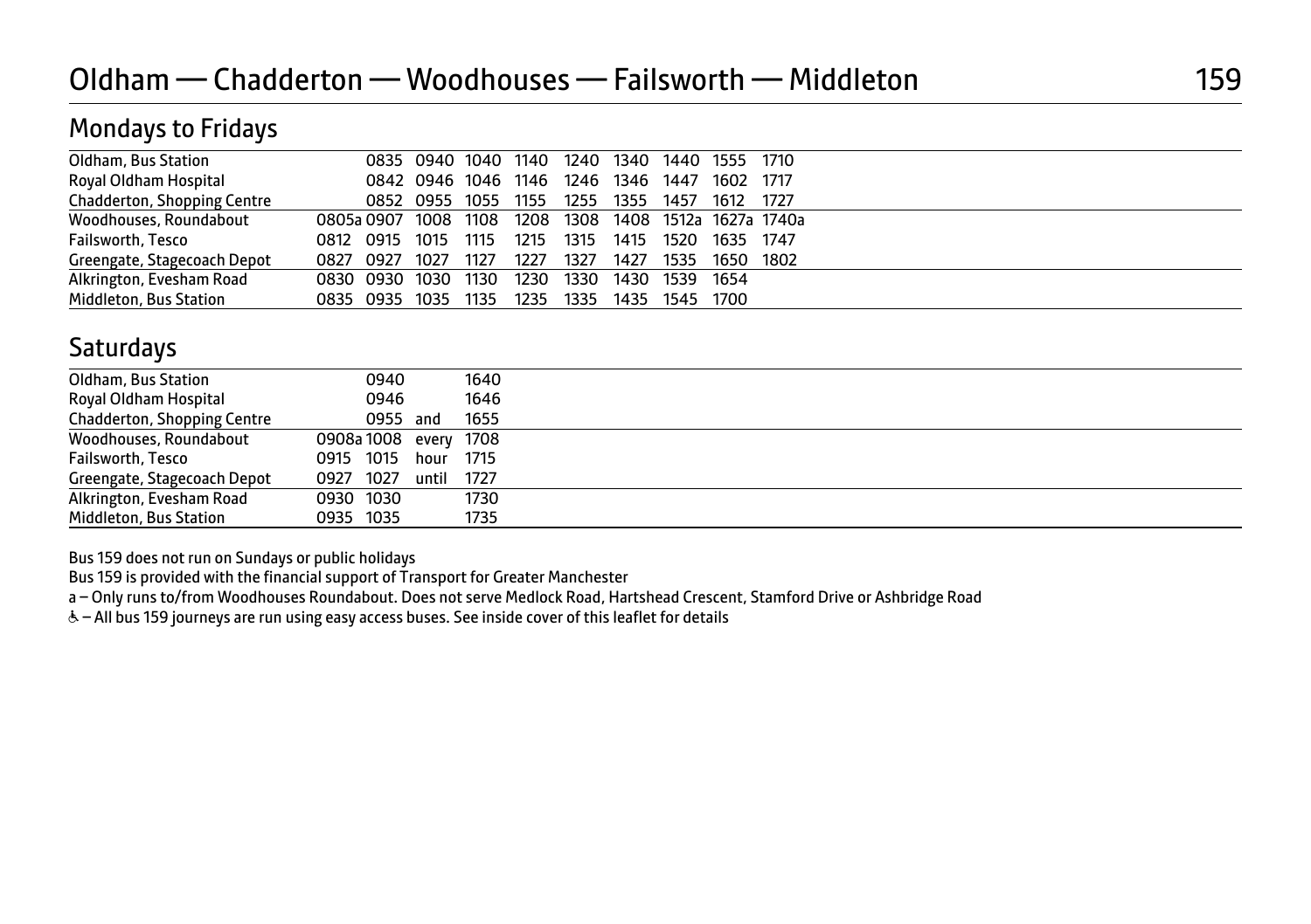# Oldham — Chadderton — Woodhouses — Failsworth — Middleton 159

## Mondays to Fridays

| | | | | | | | | | | |
|---|---|---|---|---|---|---|---|---|---|---|
| Oldham, Bus Station | | 0835 | 0940 | 1040 | 1140 | 1240 | 1340 | 1440 | 1555 | 1710 |
| Royal Oldham Hospital | | 0842 | 0946 | 1046 | 1146 | 1246 | 1346 | 1447 | 1602 | 1717 |
| Chadderton, Shopping Centre | | 0852 | 0955 | 1055 | 1155 | 1255 | 1355 | 1457 | 1612 | 1727 |
| Woodhouses, Roundabout | 0805a | 0907 | 1008 | 1108 | 1208 | 1308 | 1408 | 1512a | 1627a | 1740a |
| Failsworth, Tesco | 0812 | 0915 | 1015 | 1115 | 1215 | 1315 | 1415 | 1520 | 1635 | 1747 |
| Greengate, Stagecoach Depot | 0827 | 0927 | 1027 | 1127 | 1227 | 1327 | 1427 | 1535 | 1650 | 1802 |
| Alkrington, Evesham Road | 0830 | 0930 | 1030 | 1130 | 1230 | 1330 | 1430 | 1539 | 1654 | |
| Middleton, Bus Station | 0835 | 0935 | 1035 | 1135 | 1235 | 1335 | 1435 | 1545 | 1700 | |

## Saturdays

| | | | | |
|---|---|---|---|---|
| Oldham, Bus Station | | 0940 | | 1640 |
| Royal Oldham Hospital | | 0946 | | 1646 |
| Chadderton, Shopping Centre | | 0955 | and | 1655 |
| Woodhouses, Roundabout | 0908a | 1008 | every | 1708 |
| Failsworth, Tesco | 0915 | 1015 | hour | 1715 |
| Greengate, Stagecoach Depot | 0927 | 1027 | until | 1727 |
| Alkrington, Evesham Road | 0930 | 1030 | | 1730 |
| Middleton, Bus Station | 0935 | 1035 | | 1735 |

Bus 159 does not run on Sundays or public holidays

Bus 159 is provided with the financial support of Transport for Greater Manchester

a – Only runs to/from Woodhouses Roundabout. Does not serve Medlock Road, Hartshead Crescent, Stamford Drive or Ashbridge Road

♿ – All bus 159 journeys are run using easy access buses. See inside cover of this leaflet for details